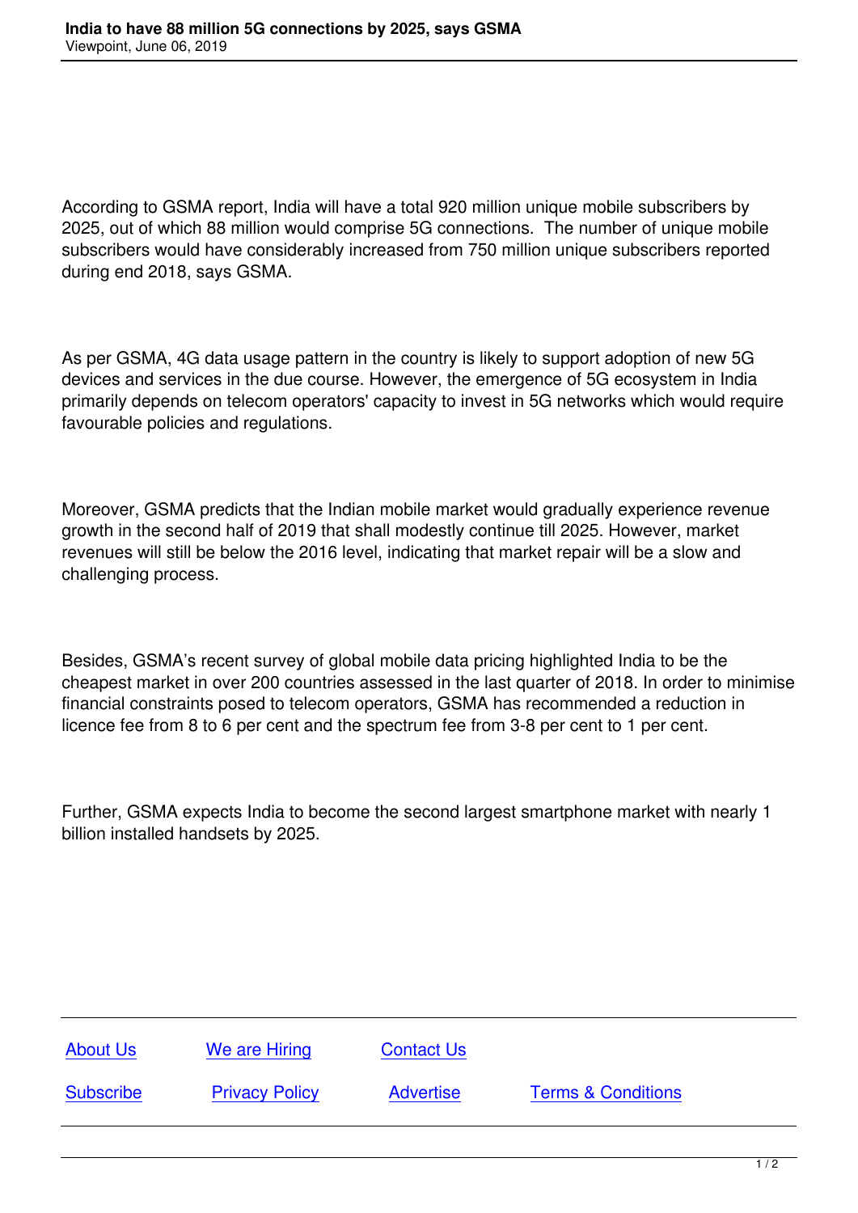# India to have 88 million 5G connections by 2025, says GSMA

Viewpoint, June 06, 2019

According to GSMA report, India will have a total 920 million unique mobile subscribers by 2025, out of which 88 million would comprise 5G connections. The number of unique mobile subscribers would have considerably increased from 750 million unique subscribers reported during end 2018, says GSMA.

As per GSMA, 4G data usage pattern in the country is likely to support adoption of new 5G devices and services in the due course. However, the emergence of 5G ecosystem in India primarily depends on telecom operators' capacity to invest in 5G networks which would require favourable policies and regulations.

Moreover, GSMA predicts that the Indian mobile market would gradually experience revenue growth in the second half of 2019 that shall modestly continue till 2025. However, market revenues will still be below the 2016 level, indicating that market repair will be a slow and challenging process.

Besides, GSMA's recent survey of global mobile data pricing highlighted India to be the cheapest market in over 200 countries assessed in the last quarter of 2018. In order to minimise financial constraints posed to telecom operators, GSMA has recommended a reduction in licence fee from 8 to 6 per cent and the spectrum fee from 3-8 per cent to 1 per cent.

Further, GSMA expects India to become the second largest smartphone market with nearly 1 billion installed handsets by 2025.

| About Us | We are Hiring | Contact Us | |
|---|---|---|---|
| Subscribe | Privacy Policy | Advertise | Terms & Conditions |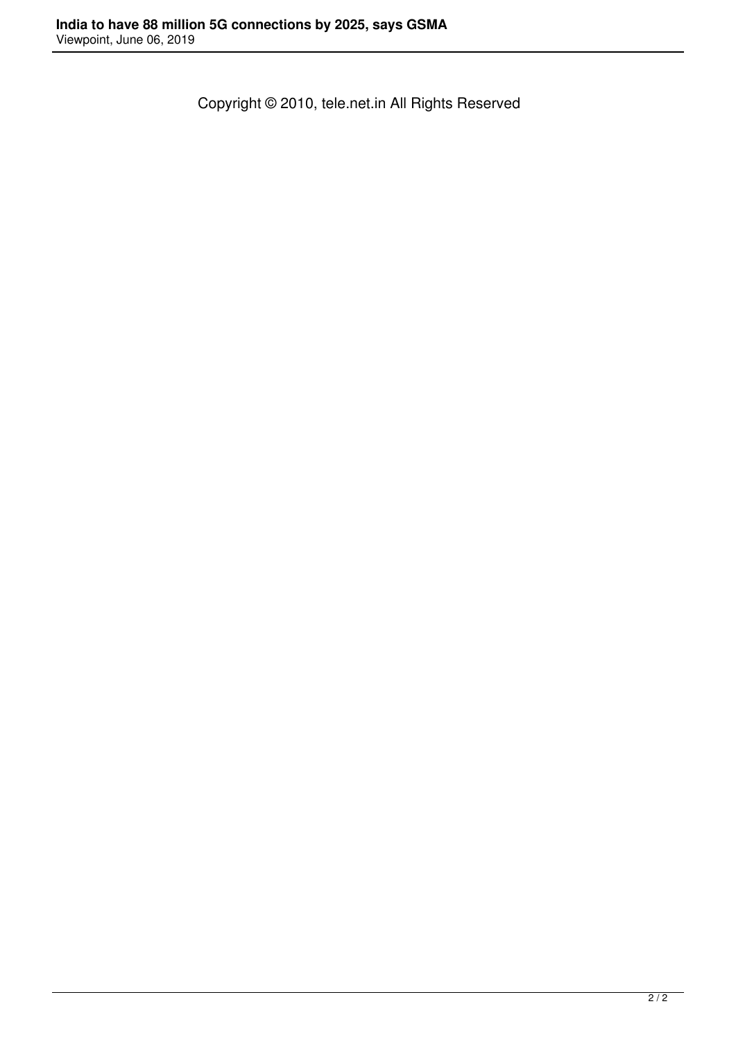Copyright © 2010, tele.net.in All Rights Reserved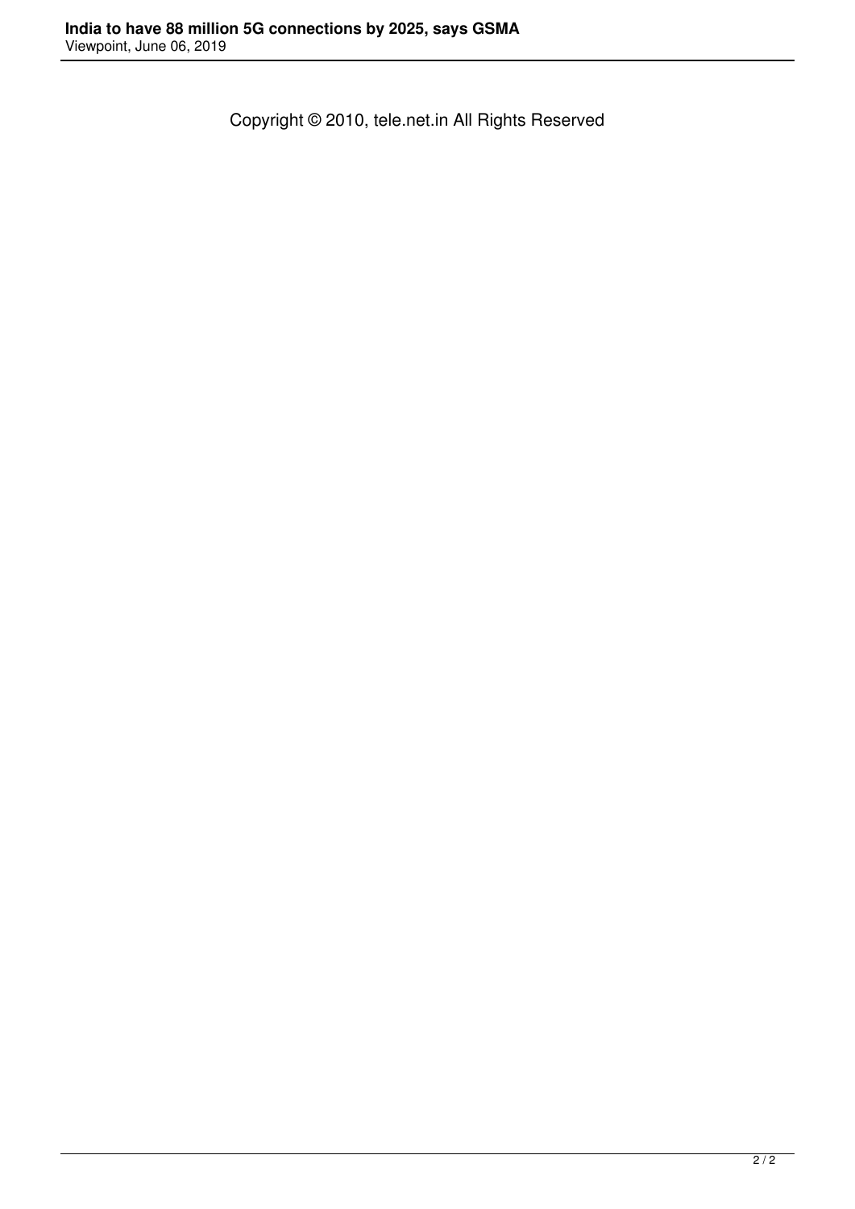Copyright © 2010, tele.net.in All Rights Reserved